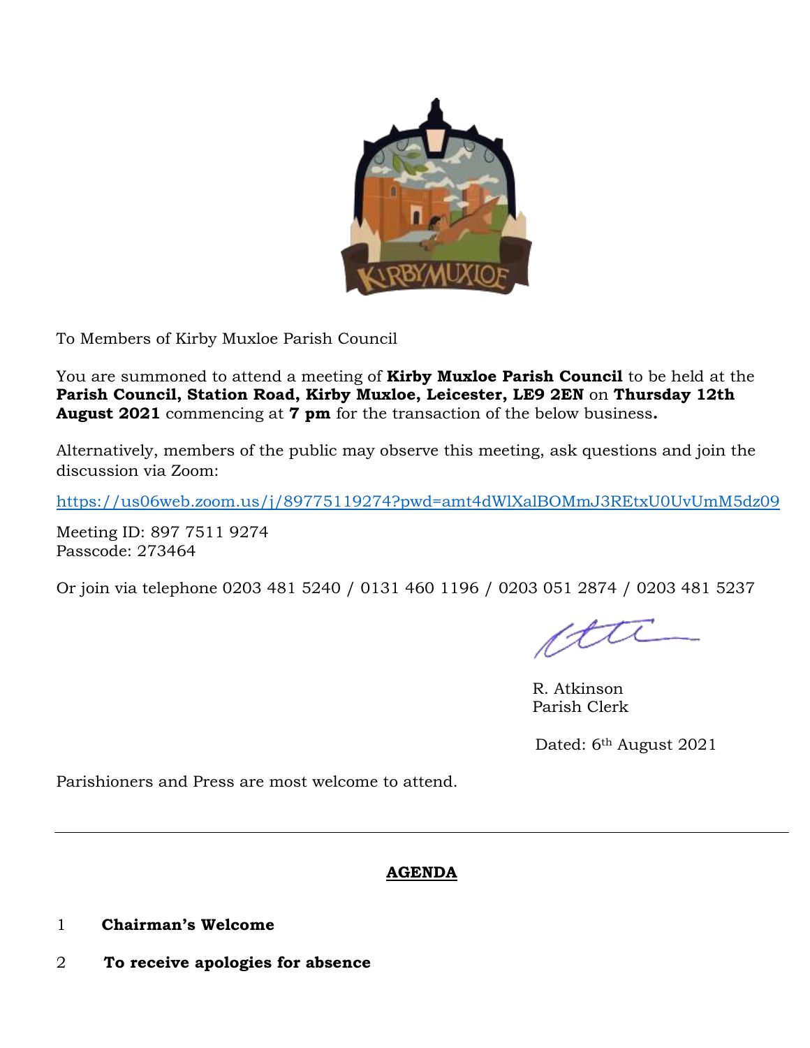To Members of Kirby Muxloe Parish Council

You are summoned to attend a meeting of **Kirby Muxloe Parish Council** to be held at the **Parish Council, Station Road, Kirby Muxloe, Leicester, LE9 2EN** on **Thursday 12th August 2021** commencing at **7 pm** for the transaction of the below business**.**

Alternatively, members of the public may observe this meeting, ask questions and join the discussion via Zoom:

https://us06web.zoom.us/j/89775119274?pwd=amt4dWlXalBOMmJ3REtxU0UvUmM5dz09

Meeting ID: 897 7511 9274
Passcode: 273464

Or join via telephone 0203 481 5240 / 0131 460 1196 / 0203 051 2874 / 0203 481 5237

R. Atkinson
Parish Clerk

Dated: 6th August 2021

Parishioners and Press are most welcome to attend.

---

## AGENDA

1 **Chairman's Welcome**

2 **To receive apologies for absence**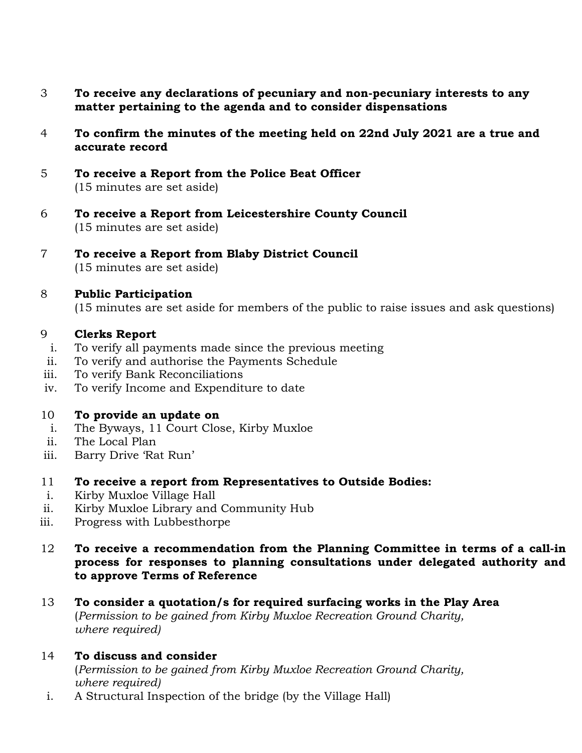3 **To receive any declarations of pecuniary and non-pecuniary interests to any matter pertaining to the agenda and to consider dispensations**

4 **To confirm the minutes of the meeting held on 22nd July 2021 are a true and accurate record**

5 **To receive a Report from the Police Beat Officer**
(15 minutes are set aside)

6 **To receive a Report from Leicestershire County Council**
(15 minutes are set aside)

7 **To receive a Report from Blaby District Council**
(15 minutes are set aside)

8 **Public Participation**
(15 minutes are set aside for members of the public to raise issues and ask questions)

9 **Clerks Report**
- i. To verify all payments made since the previous meeting
- ii. To verify and authorise the Payments Schedule
- iii. To verify Bank Reconciliations
- iv. To verify Income and Expenditure to date

10 **To provide an update on**
- i. The Byways, 11 Court Close, Kirby Muxloe
- ii. The Local Plan
- iii. Barry Drive 'Rat Run'

11 **To receive a report from Representatives to Outside Bodies:**
- i. Kirby Muxloe Village Hall
- ii. Kirby Muxloe Library and Community Hub
- iii. Progress with Lubbesthorpe

12 **To receive a recommendation from the Planning Committee in terms of a call-in process for responses to planning consultations under delegated authority and to approve Terms of Reference**

13 **To consider a quotation/s for required surfacing works in the Play Area**
(*Permission to be gained from Kirby Muxloe Recreation Ground Charity, where required)*

14 **To discuss and consider**
(*Permission to be gained from Kirby Muxloe Recreation Ground Charity, where required)*
- i. A Structural Inspection of the bridge (by the Village Hall)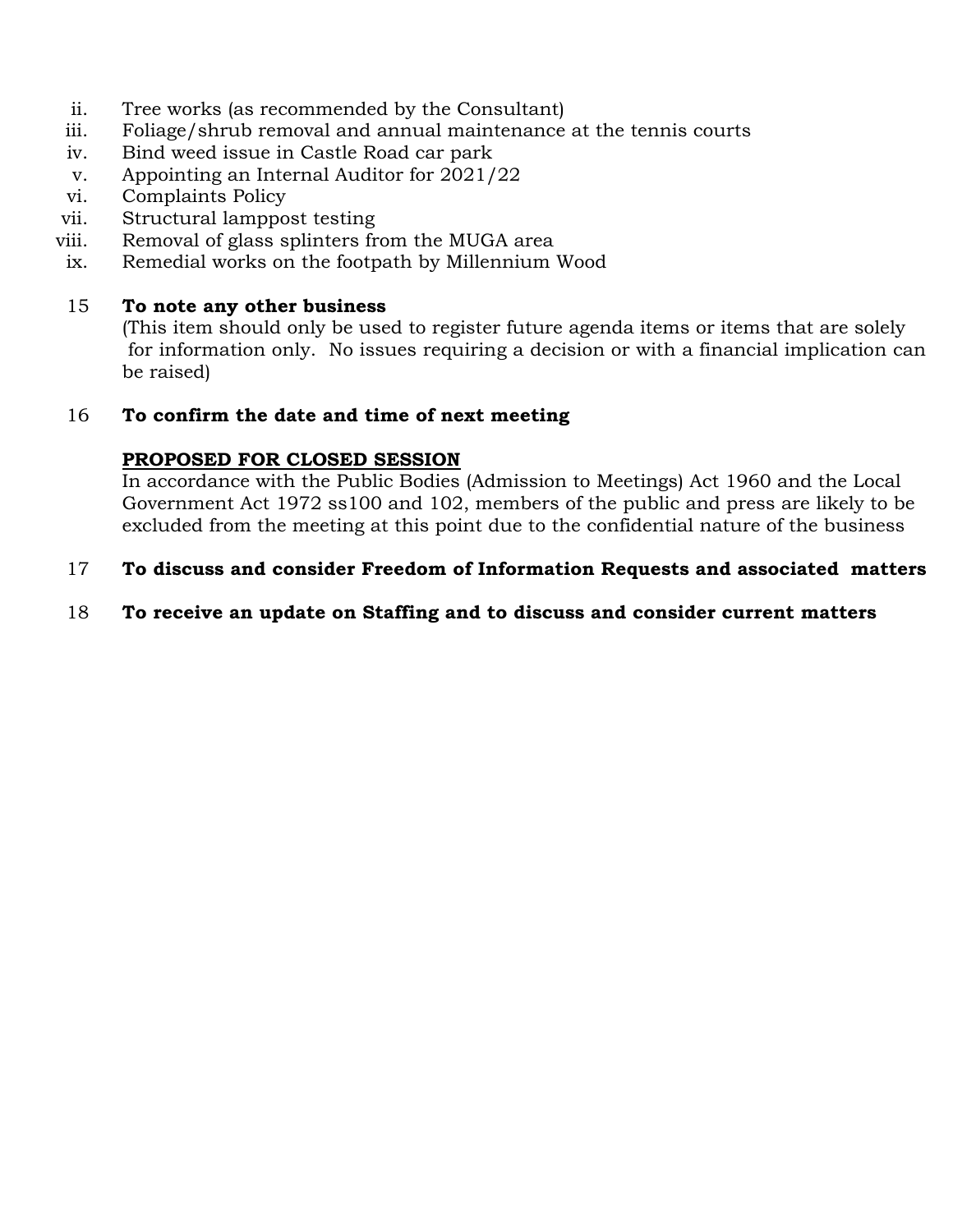ii. Tree works (as recommended by the Consultant)
iii. Foliage/shrub removal and annual maintenance at the tennis courts
iv. Bind weed issue in Castle Road car park
v. Appointing an Internal Auditor for 2021/22
vi. Complaints Policy
vii. Structural lamppost testing
viii. Removal of glass splinters from the MUGA area
ix. Remedial works on the footpath by Millennium Wood

15 **To note any other business**

(This item should only be used to register future agenda items or items that are solely for information only. No issues requiring a decision or with a financial implication can be raised)

16 **To confirm the date and time of next meeting**

**PROPOSED FOR CLOSED SESSION**

In accordance with the Public Bodies (Admission to Meetings) Act 1960 and the Local Government Act 1972 ss100 and 102, members of the public and press are likely to be excluded from the meeting at this point due to the confidential nature of the business

17 **To discuss and consider Freedom of Information Requests and associated matters**

18 **To receive an update on Staffing and to discuss and consider current matters**